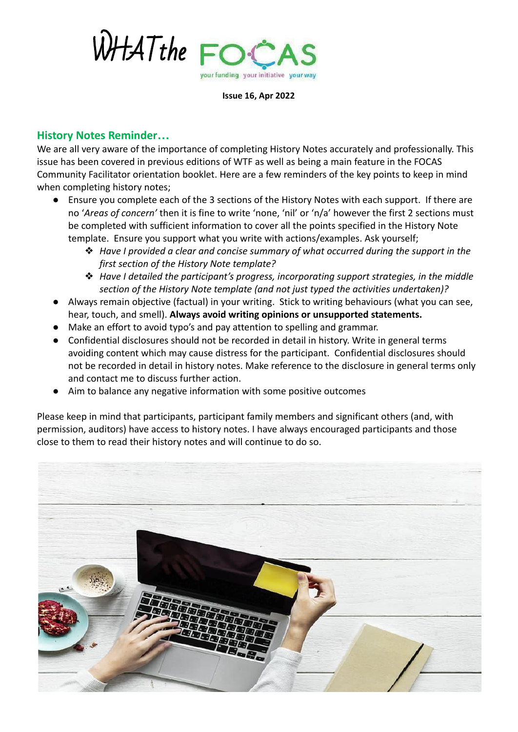# WHAT the FOCAS

your funding your initiative your way

**Issue 16, Apr 2022**

## History Notes Reminder…

We are all very aware of the importance of completing History Notes accurately and professionally. This issue has been covered in previous editions of WTF as well as being a main feature in the FOCAS Community Facilitator orientation booklet. Here are a few reminders of the key points to keep in mind when completing history notes;

- Ensure you complete each of the 3 sections of the History Notes with each support. If there are no '*Areas of concern'* then it is fine to write 'none, 'nil' or 'n/a' however the first 2 sections must be completed with sufficient information to cover all the points specified in the History Note template. Ensure you support what you write with actions/examples. Ask yourself;
    - *Have I provided a clear and concise summary of what occurred during the support in the first section of the History Note template?*
    - *Have I detailed the participant's progress, incorporating support strategies, in the middle section of the History Note template (and not just typed the activities undertaken)?*
- Always remain objective (factual) in your writing. Stick to writing behaviours (what you can see, hear, touch, and smell). **Always avoid writing opinions or unsupported statements.**
- Make an effort to avoid typo's and pay attention to spelling and grammar.
- Confidential disclosures should not be recorded in detail in history. Write in general terms avoiding content which may cause distress for the participant. Confidential disclosures should not be recorded in detail in history notes. Make reference to the disclosure in general terms only and contact me to discuss further action.
- Aim to balance any negative information with some positive outcomes

Please keep in mind that participants, participant family members and significant others (and, with permission, auditors) have access to history notes. I have always encouraged participants and those close to them to read their history notes and will continue to do so.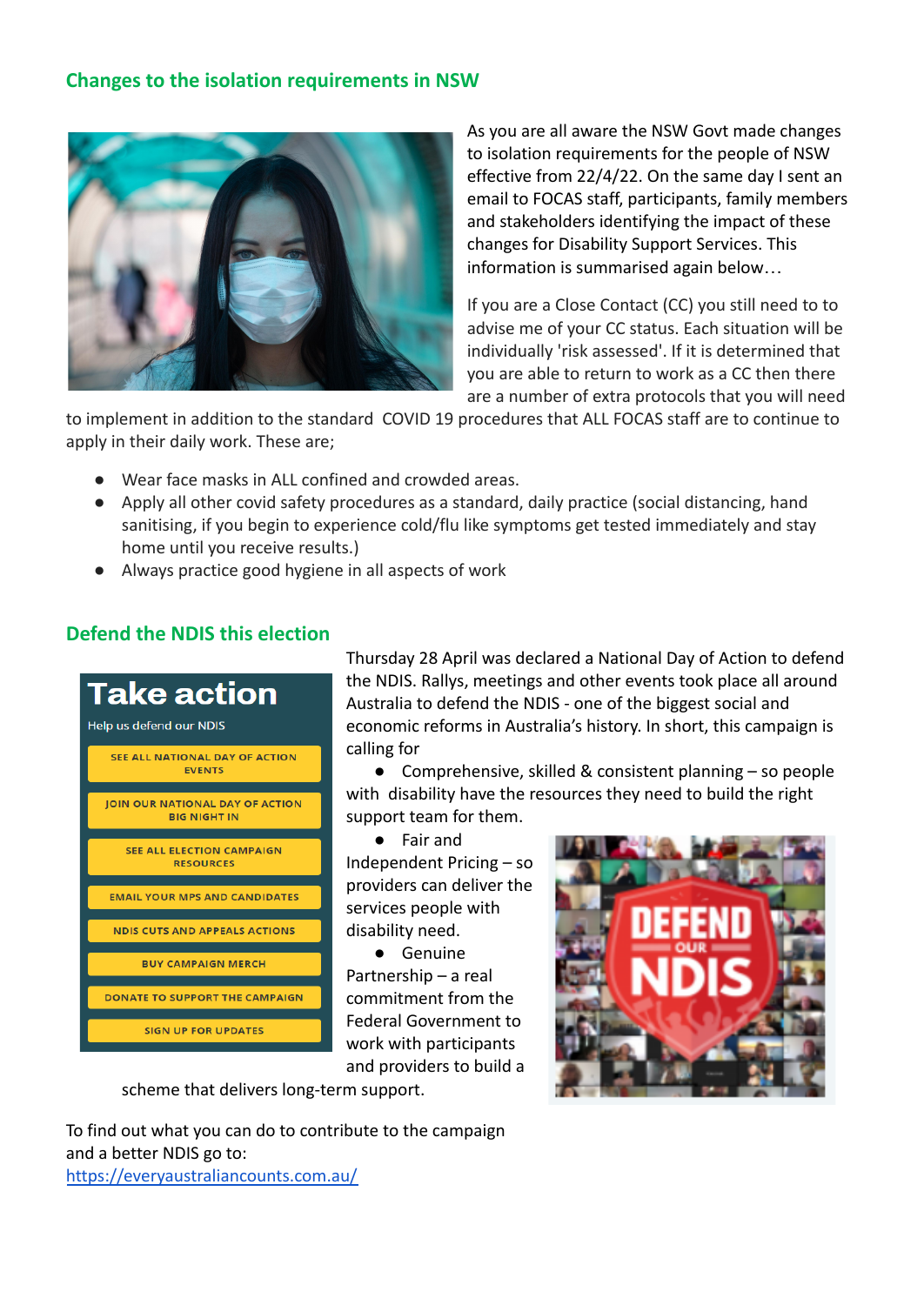## Changes to the isolation requirements in NSW

As you are all aware the NSW Govt made changes to isolation requirements for the people of NSW effective from 22/4/22. On the same day I sent an email to FOCAS staff, participants, family members and stakeholders identifying the impact of these changes for Disability Support Services. This information is summarised again below…

If you are a Close Contact (CC) you still need to to advise me of your CC status. Each situation will be individually 'risk assessed'. If it is determined that you are able to return to work as a CC then there are a number of extra protocols that you will need to implement in addition to the standard COVID 19 procedures that ALL FOCAS staff are to continue to apply in their daily work. These are;

- Wear face masks in ALL confined and crowded areas.
- Apply all other covid safety procedures as a standard, daily practice (social distancing, hand sanitising, if you begin to experience cold/flu like symptoms get tested immediately and stay home until you receive results.)
- Always practice good hygiene in all aspects of work

## Defend the NDIS this election

Thursday 28 April was declared a National Day of Action to defend the NDIS. Rallys, meetings and other events took place all around Australia to defend the NDIS - one of the biggest social and economic reforms in Australia's history. In short, this campaign is calling for

- Comprehensive, skilled & consistent planning – so people with disability have the resources they need to build the right support team for them.
- Fair and Independent Pricing – so providers can deliver the services people with disability need.
- Genuine Partnership – a real commitment from the Federal Government to work with participants and providers to build a scheme that delivers long-term support.

To find out what you can do to contribute to the campaign and a better NDIS go to: https://everyaustraliancounts.com.au/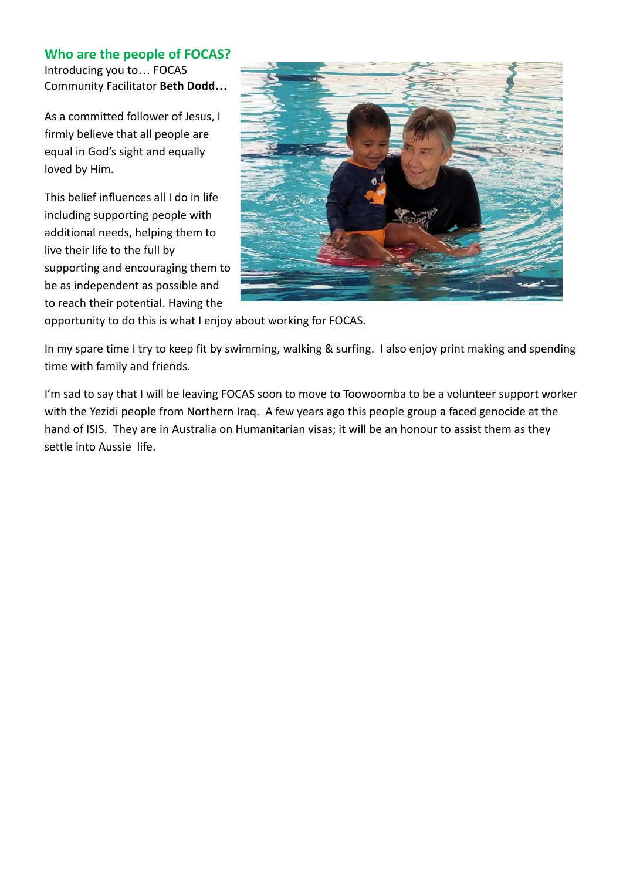## Who are the people of FOCAS?

Introducing you to… FOCAS Community Facilitator **Beth Dodd…**

As a committed follower of Jesus, I firmly believe that all people are equal in God's sight and equally loved by Him.

This belief influences all I do in life including supporting people with additional needs, helping them to live their life to the full by supporting and encouraging them to be as independent as possible and to reach their potential. Having the opportunity to do this is what I enjoy about working for FOCAS.

In my spare time I try to keep fit by swimming, walking & surfing. I also enjoy print making and spending time with family and friends.

I'm sad to say that I will be leaving FOCAS soon to move to Toowoomba to be a volunteer support worker with the Yezidi people from Northern Iraq. A few years ago this people group a faced genocide at the hand of ISIS. They are in Australia on Humanitarian visas; it will be an honour to assist them as they settle into Aussie life.